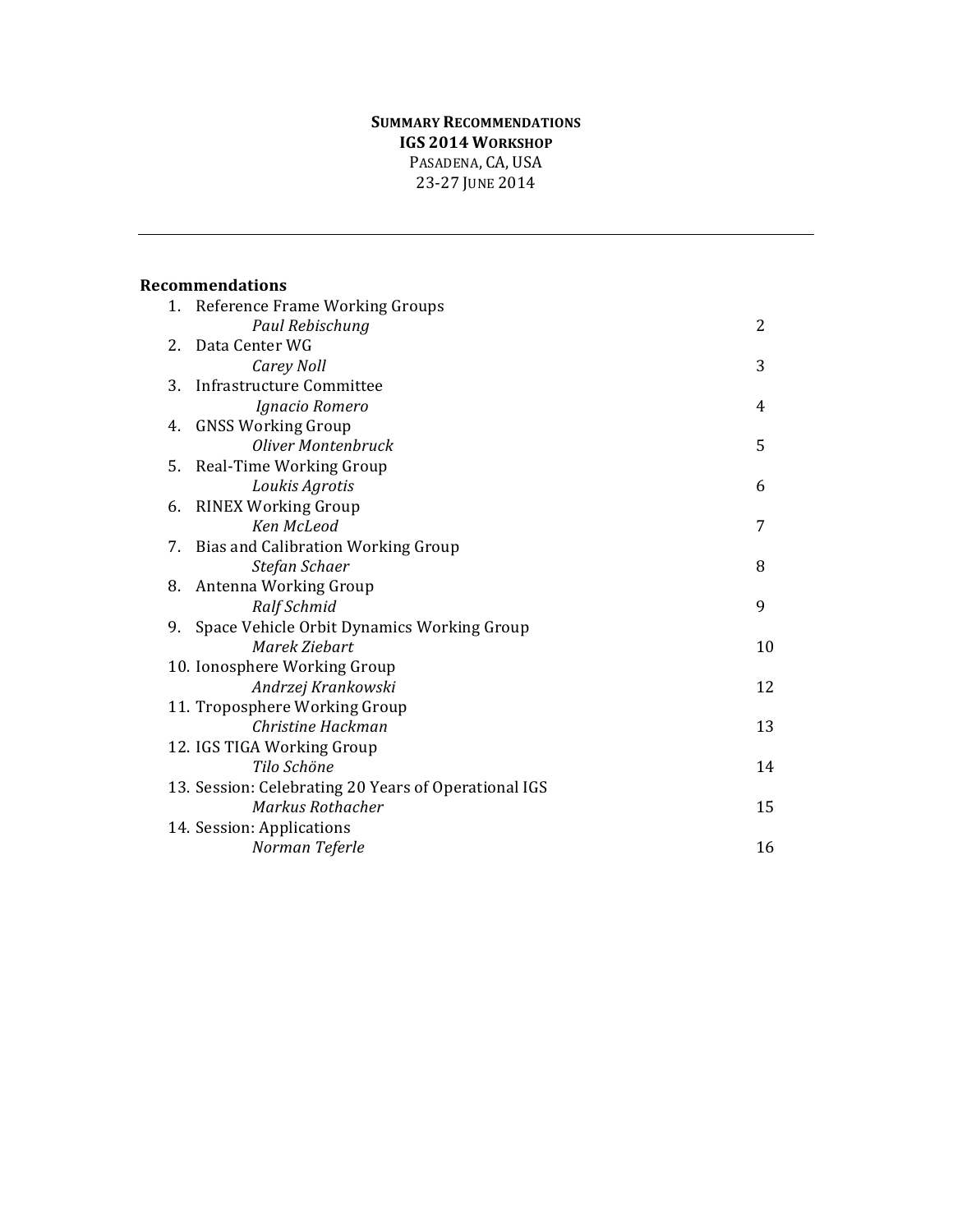# SUMMARY RECOMMENDATIONS
## IGS 2014 WORKSHOP
PASADENA, CA, USA
23-27 JUNE 2014

---

**Recommendations**

1. Reference Frame Working Groups
   *Paul Rebischung* 2
2. Data Center WG
   *Carey Noll* 3
3. Infrastructure Committee
   *Ignacio Romero* 4
4. GNSS Working Group
   *Oliver Montenbruck* 5
5. Real-Time Working Group
   *Loukis Agrotis* 6
6. RINEX Working Group
   *Ken McLeod* 7
7. Bias and Calibration Working Group
   *Stefan Schaer* 8
8. Antenna Working Group
   *Ralf Schmid* 9
9. Space Vehicle Orbit Dynamics Working Group
   *Marek Ziebart* 10
10. Ionosphere Working Group
    *Andrzej Krankowski* 12
11. Troposphere Working Group
    *Christine Hackman* 13
12. IGS TIGA Working Group
    *Tilo Schöne* 14
13. Session: Celebrating 20 Years of Operational IGS
    *Markus Rothacher* 15
14. Session: Applications
    *Norman Teferle* 16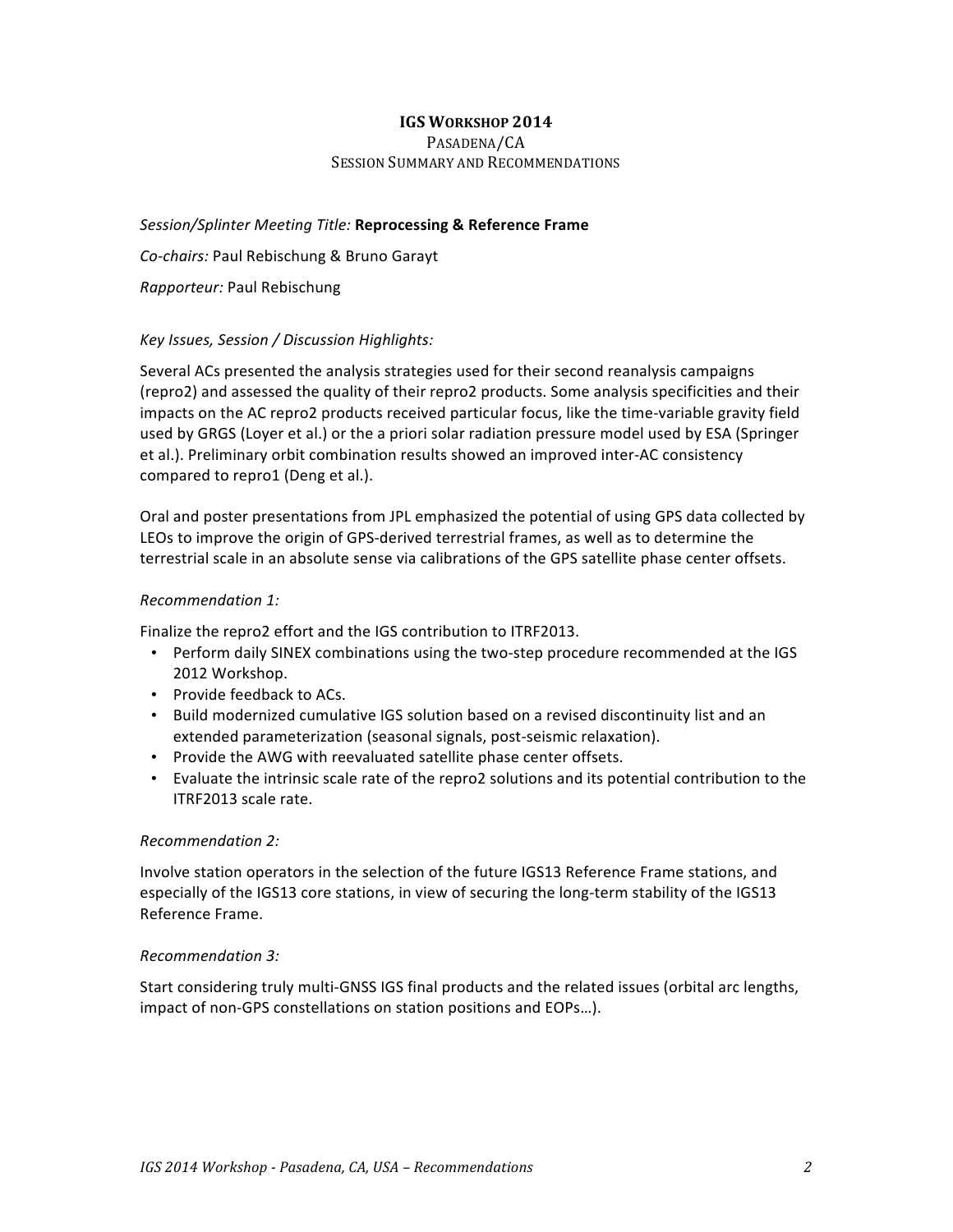**IGS WORKSHOP 2014**

PASADENA/CA

SESSION SUMMARY AND RECOMMENDATIONS

*Session/Splinter Meeting Title:* **Reprocessing & Reference Frame**

*Co-chairs:* Paul Rebischung & Bruno Garayt

*Rapporteur:* Paul Rebischung

*Key Issues, Session / Discussion Highlights:*

Several ACs presented the analysis strategies used for their second reanalysis campaigns (repro2) and assessed the quality of their repro2 products. Some analysis specificities and their impacts on the AC repro2 products received particular focus, like the time-variable gravity field used by GRGS (Loyer et al.) or the a priori solar radiation pressure model used by ESA (Springer et al.). Preliminary orbit combination results showed an improved inter-AC consistency compared to repro1 (Deng et al.).

Oral and poster presentations from JPL emphasized the potential of using GPS data collected by LEOs to improve the origin of GPS-derived terrestrial frames, as well as to determine the terrestrial scale in an absolute sense via calibrations of the GPS satellite phase center offsets.

*Recommendation 1:*

Finalize the repro2 effort and the IGS contribution to ITRF2013.

- Perform daily SINEX combinations using the two-step procedure recommended at the IGS 2012 Workshop.
- Provide feedback to ACs.
- Build modernized cumulative IGS solution based on a revised discontinuity list and an extended parameterization (seasonal signals, post-seismic relaxation).
- Provide the AWG with reevaluated satellite phase center offsets.
- Evaluate the intrinsic scale rate of the repro2 solutions and its potential contribution to the ITRF2013 scale rate.

*Recommendation 2:*

Involve station operators in the selection of the future IGS13 Reference Frame stations, and especially of the IGS13 core stations, in view of securing the long-term stability of the IGS13 Reference Frame.

*Recommendation 3:*

Start considering truly multi-GNSS IGS final products and the related issues (orbital arc lengths, impact of non-GPS constellations on station positions and EOPs…).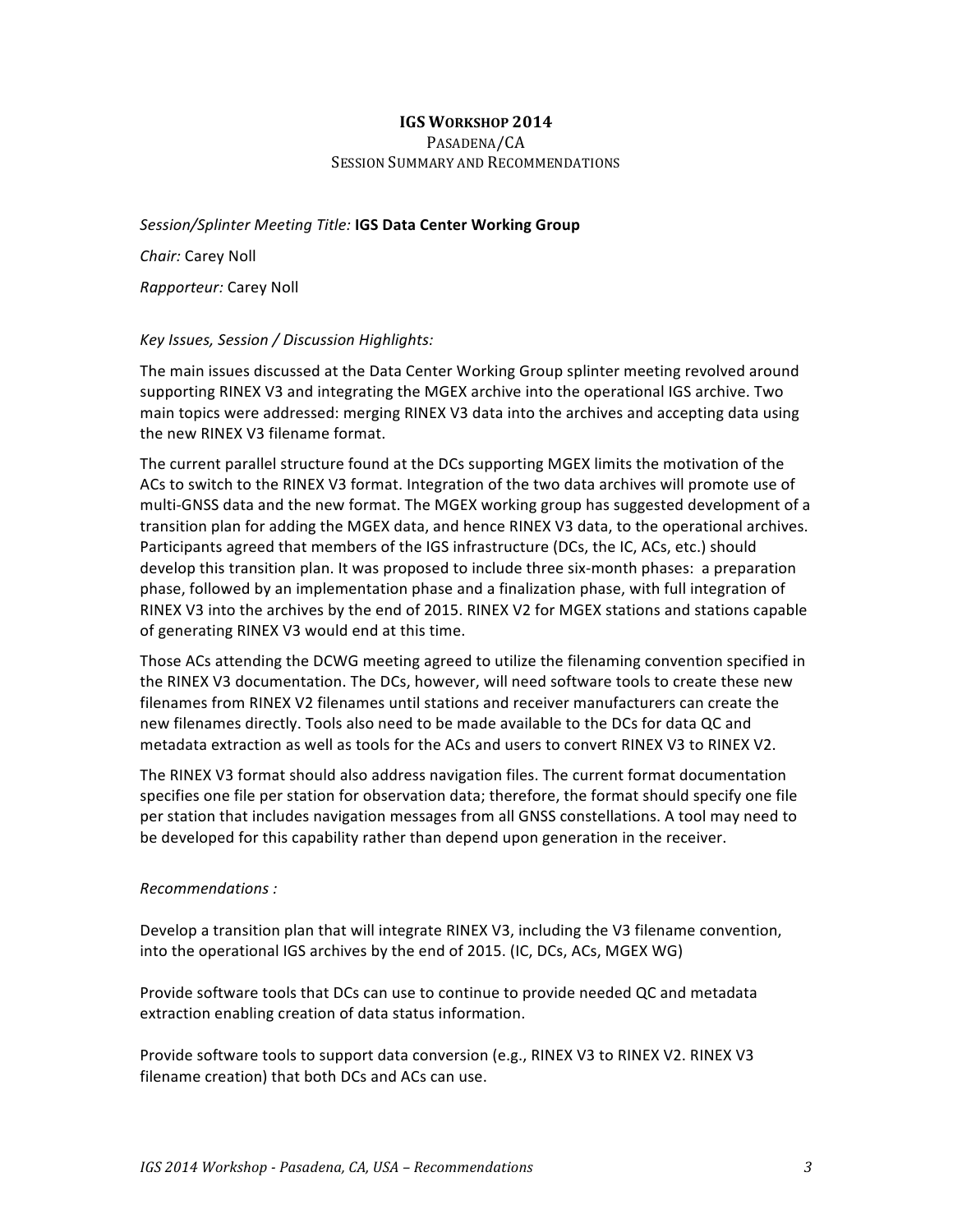# IGS Workshop 2014

Pasadena/CA

Session Summary and Recommendations

*Session/Splinter Meeting Title:* **IGS Data Center Working Group**

*Chair:* Carey Noll

*Rapporteur:* Carey Noll

*Key Issues, Session / Discussion Highlights:*

The main issues discussed at the Data Center Working Group splinter meeting revolved around supporting RINEX V3 and integrating the MGEX archive into the operational IGS archive. Two main topics were addressed: merging RINEX V3 data into the archives and accepting data using the new RINEX V3 filename format.

The current parallel structure found at the DCs supporting MGEX limits the motivation of the ACs to switch to the RINEX V3 format. Integration of the two data archives will promote use of multi-GNSS data and the new format. The MGEX working group has suggested development of a transition plan for adding the MGEX data, and hence RINEX V3 data, to the operational archives. Participants agreed that members of the IGS infrastructure (DCs, the IC, ACs, etc.) should develop this transition plan. It was proposed to include three six-month phases: a preparation phase, followed by an implementation phase and a finalization phase, with full integration of RINEX V3 into the archives by the end of 2015. RINEX V2 for MGEX stations and stations capable of generating RINEX V3 would end at this time.

Those ACs attending the DCWG meeting agreed to utilize the filenaming convention specified in the RINEX V3 documentation. The DCs, however, will need software tools to create these new filenames from RINEX V2 filenames until stations and receiver manufacturers can create the new filenames directly. Tools also need to be made available to the DCs for data QC and metadata extraction as well as tools for the ACs and users to convert RINEX V3 to RINEX V2.

The RINEX V3 format should also address navigation files. The current format documentation specifies one file per station for observation data; therefore, the format should specify one file per station that includes navigation messages from all GNSS constellations. A tool may need to be developed for this capability rather than depend upon generation in the receiver.

*Recommendations :*

Develop a transition plan that will integrate RINEX V3, including the V3 filename convention, into the operational IGS archives by the end of 2015. (IC, DCs, ACs, MGEX WG)

Provide software tools that DCs can use to continue to provide needed QC and metadata extraction enabling creation of data status information.

Provide software tools to support data conversion (e.g., RINEX V3 to RINEX V2. RINEX V3 filename creation) that both DCs and ACs can use.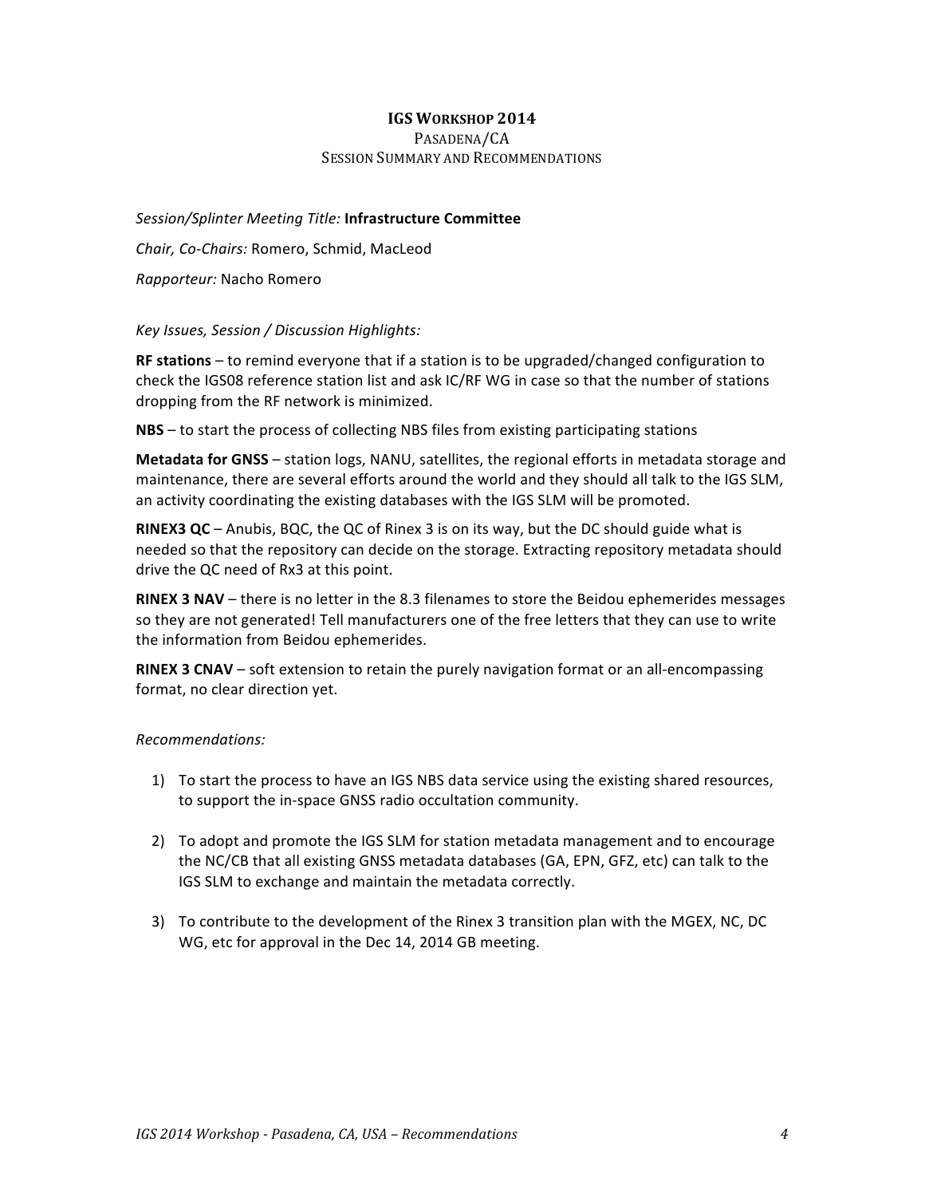# IGS WORKSHOP 2014

PASADENA/CA

SESSION SUMMARY AND RECOMMENDATIONS

*Session/Splinter Meeting Title:* **Infrastructure Committee**

*Chair, Co-Chairs:* Romero, Schmid, MacLeod

*Rapporteur:* Nacho Romero

*Key Issues, Session / Discussion Highlights:*

**RF stations** – to remind everyone that if a station is to be upgraded/changed configuration to check the IGS08 reference station list and ask IC/RF WG in case so that the number of stations dropping from the RF network is minimized.

**NBS** – to start the process of collecting NBS files from existing participating stations

**Metadata for GNSS** – station logs, NANU, satellites, the regional efforts in metadata storage and maintenance, there are several efforts around the world and they should all talk to the IGS SLM, an activity coordinating the existing databases with the IGS SLM will be promoted.

**RINEX3 QC** – Anubis, BQC, the QC of Rinex 3 is on its way, but the DC should guide what is needed so that the repository can decide on the storage. Extracting repository metadata should drive the QC need of Rx3 at this point.

**RINEX 3 NAV** – there is no letter in the 8.3 filenames to store the Beidou ephemerides messages so they are not generated! Tell manufacturers one of the free letters that they can use to write the information from Beidou ephemerides.

**RINEX 3 CNAV** – soft extension to retain the purely navigation format or an all-encompassing format, no clear direction yet.

*Recommendations:*

1) To start the process to have an IGS NBS data service using the existing shared resources, to support the in-space GNSS radio occultation community.

2) To adopt and promote the IGS SLM for station metadata management and to encourage the NC/CB that all existing GNSS metadata databases (GA, EPN, GFZ, etc) can talk to the IGS SLM to exchange and maintain the metadata correctly.

3) To contribute to the development of the Rinex 3 transition plan with the MGEX, NC, DC WG, etc for approval in the Dec 14, 2014 GB meeting.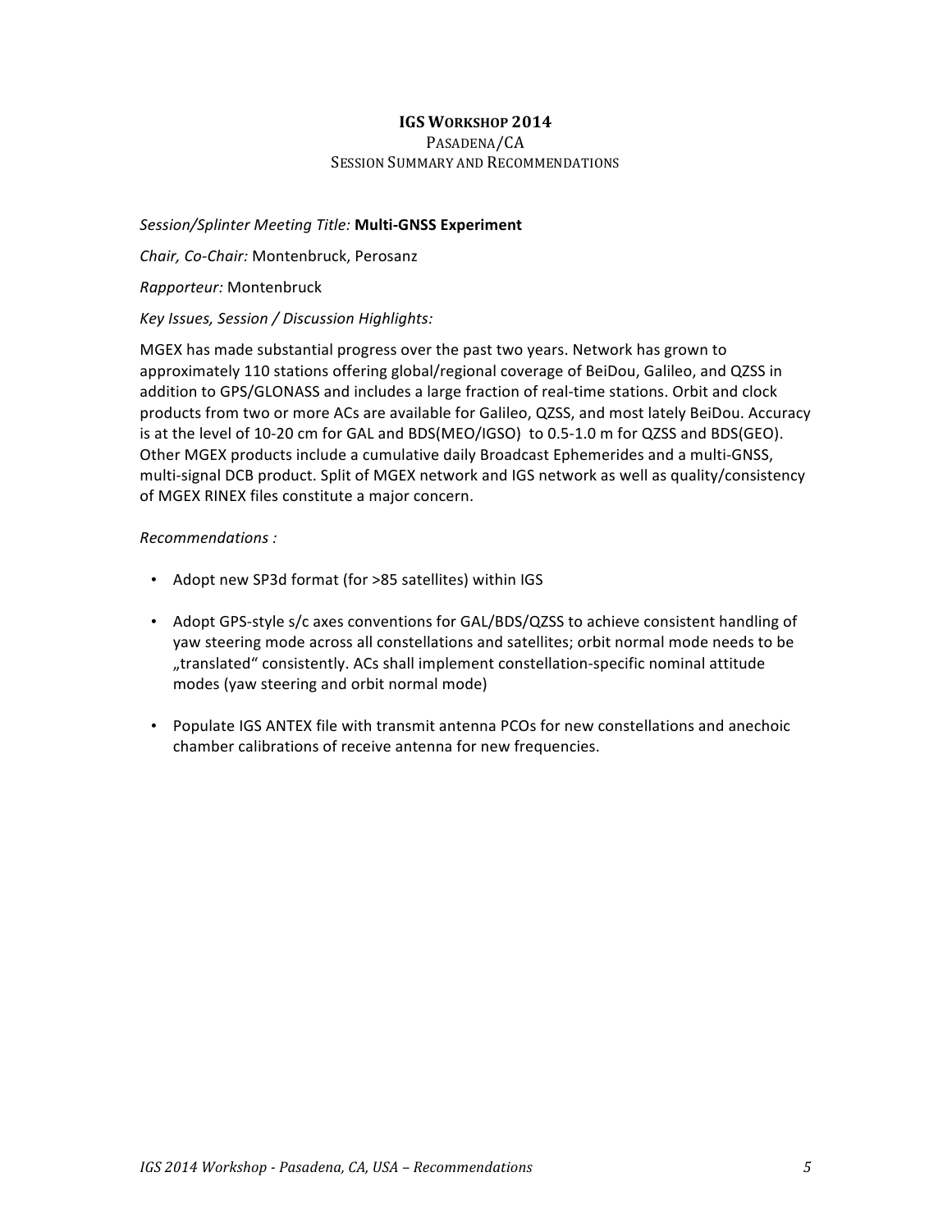**IGS WORKSHOP 2014**

PASADENA/CA

SESSION SUMMARY AND RECOMMENDATIONS

*Session/Splinter Meeting Title:* **Multi-GNSS Experiment**

*Chair, Co-Chair:* Montenbruck, Perosanz

*Rapporteur:* Montenbruck

*Key Issues, Session / Discussion Highlights:*

MGEX has made substantial progress over the past two years. Network has grown to approximately 110 stations offering global/regional coverage of BeiDou, Galileo, and QZSS in addition to GPS/GLONASS and includes a large fraction of real-time stations. Orbit and clock products from two or more ACs are available for Galileo, QZSS, and most lately BeiDou. Accuracy is at the level of 10-20 cm for GAL and BDS(MEO/IGSO) to 0.5-1.0 m for QZSS and BDS(GEO). Other MGEX products include a cumulative daily Broadcast Ephemerides and a multi-GNSS, multi-signal DCB product. Split of MGEX network and IGS network as well as quality/consistency of MGEX RINEX files constitute a major concern.

*Recommendations :*

- Adopt new SP3d format (for >85 satellites) within IGS
- Adopt GPS-style s/c axes conventions for GAL/BDS/QZSS to achieve consistent handling of yaw steering mode across all constellations and satellites; orbit normal mode needs to be „translated" consistently. ACs shall implement constellation-specific nominal attitude modes (yaw steering and orbit normal mode)
- Populate IGS ANTEX file with transmit antenna PCOs for new constellations and anechoic chamber calibrations of receive antenna for new frequencies.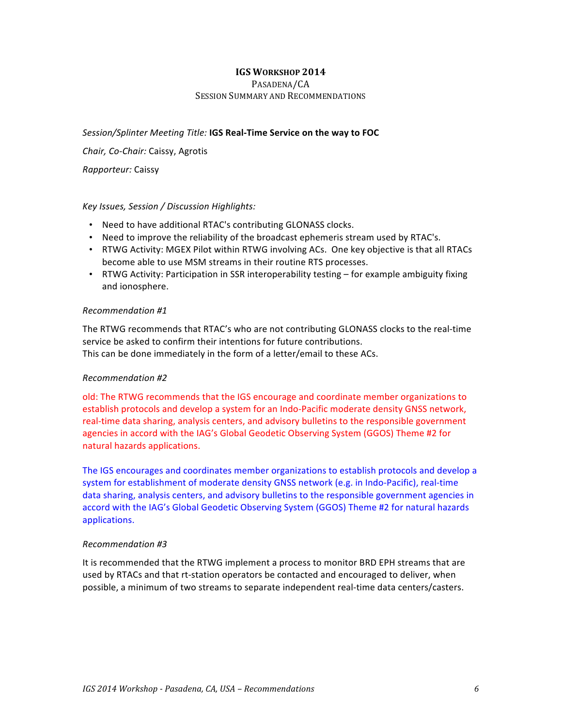**IGS WORKSHOP 2014**

PASADENA/CA

SESSION SUMMARY AND RECOMMENDATIONS

*Session/Splinter Meeting Title:* **IGS Real-Time Service on the way to FOC**

*Chair, Co-Chair:* Caissy, Agrotis

*Rapporteur:* Caissy

*Key Issues, Session / Discussion Highlights:*

- Need to have additional RTAC's contributing GLONASS clocks.
- Need to improve the reliability of the broadcast ephemeris stream used by RTAC's.
- RTWG Activity: MGEX Pilot within RTWG involving ACs. One key objective is that all RTACs become able to use MSM streams in their routine RTS processes.
- RTWG Activity: Participation in SSR interoperability testing – for example ambiguity fixing and ionosphere.

*Recommendation #1*

The RTWG recommends that RTAC's who are not contributing GLONASS clocks to the real-time service be asked to confirm their intentions for future contributions.
This can be done immediately in the form of a letter/email to these ACs.

*Recommendation #2*

old: The RTWG recommends that the IGS encourage and coordinate member organizations to establish protocols and develop a system for an Indo-Pacific moderate density GNSS network, real-time data sharing, analysis centers, and advisory bulletins to the responsible government agencies in accord with the IAG's Global Geodetic Observing System (GGOS) Theme #2 for natural hazards applications.

The IGS encourages and coordinates member organizations to establish protocols and develop a system for establishment of moderate density GNSS network (e.g. in Indo-Pacific), real-time data sharing, analysis centers, and advisory bulletins to the responsible government agencies in accord with the IAG's Global Geodetic Observing System (GGOS) Theme #2 for natural hazards applications.

*Recommendation #3*

It is recommended that the RTWG implement a process to monitor BRD EPH streams that are used by RTACs and that rt-station operators be contacted and encouraged to deliver, when possible, a minimum of two streams to separate independent real-time data centers/casters.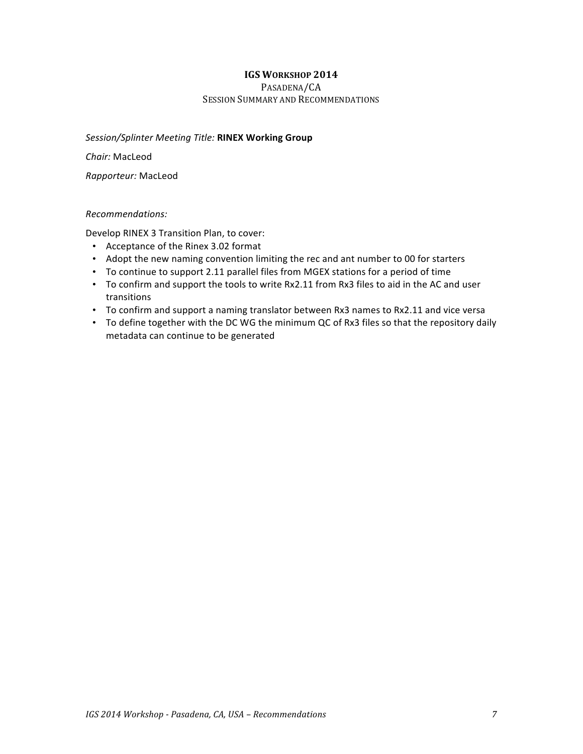# IGS WORKSHOP 2014

PASADENA/CA

SESSION SUMMARY AND RECOMMENDATIONS

*Session/Splinter Meeting Title:* **RINEX Working Group**

*Chair:* MacLeod

*Rapporteur:* MacLeod

*Recommendations:*

Develop RINEX 3 Transition Plan, to cover:

- Acceptance of the Rinex 3.02 format
- Adopt the new naming convention limiting the rec and ant number to 00 for starters
- To continue to support 2.11 parallel files from MGEX stations for a period of time
- To confirm and support the tools to write Rx2.11 from Rx3 files to aid in the AC and user transitions
- To confirm and support a naming translator between Rx3 names to Rx2.11 and vice versa
- To define together with the DC WG the minimum QC of Rx3 files so that the repository daily metadata can continue to be generated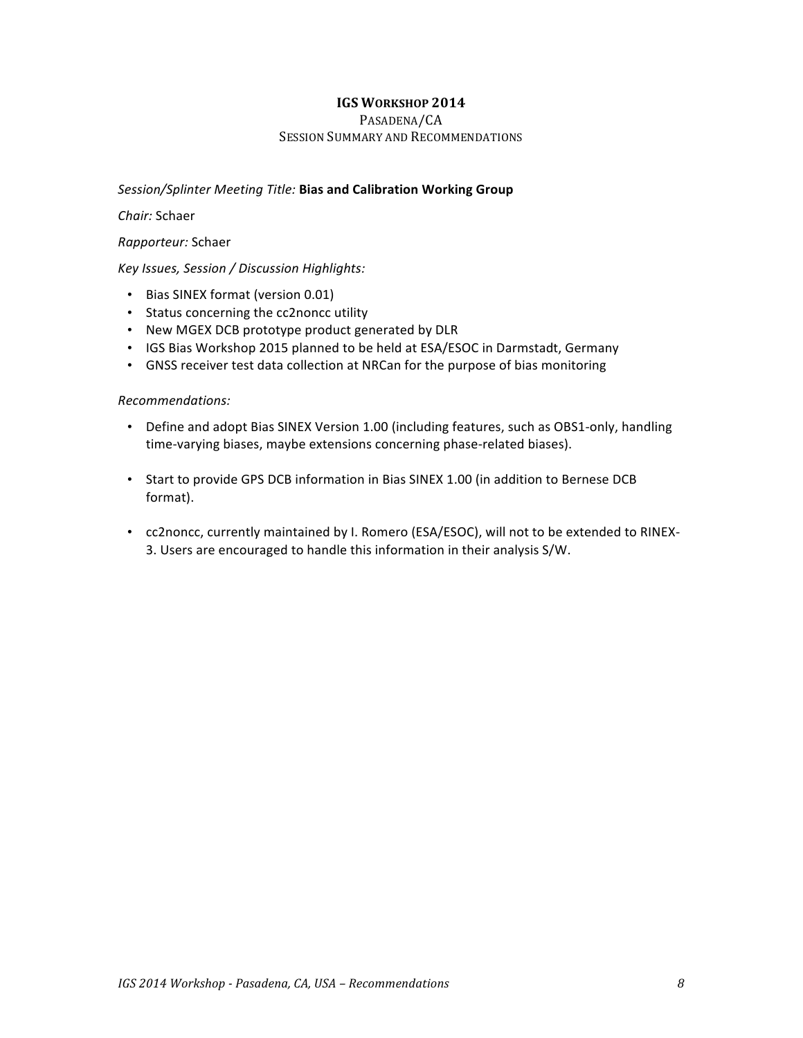# IGS Workshop 2014

PASADENA/CA

SESSION SUMMARY AND RECOMMENDATIONS

*Session/Splinter Meeting Title:* **Bias and Calibration Working Group**

*Chair:* Schaer

*Rapporteur:* Schaer

*Key Issues, Session / Discussion Highlights:*

- Bias SINEX format (version 0.01)
- Status concerning the cc2noncc utility
- New MGEX DCB prototype product generated by DLR
- IGS Bias Workshop 2015 planned to be held at ESA/ESOC in Darmstadt, Germany
- GNSS receiver test data collection at NRCan for the purpose of bias monitoring

*Recommendations:*

- Define and adopt Bias SINEX Version 1.00 (including features, such as OBS1-only, handling time-varying biases, maybe extensions concerning phase-related biases).
- Start to provide GPS DCB information in Bias SINEX 1.00 (in addition to Bernese DCB format).
- cc2noncc, currently maintained by I. Romero (ESA/ESOC), will not to be extended to RINEX-3. Users are encouraged to handle this information in their analysis S/W.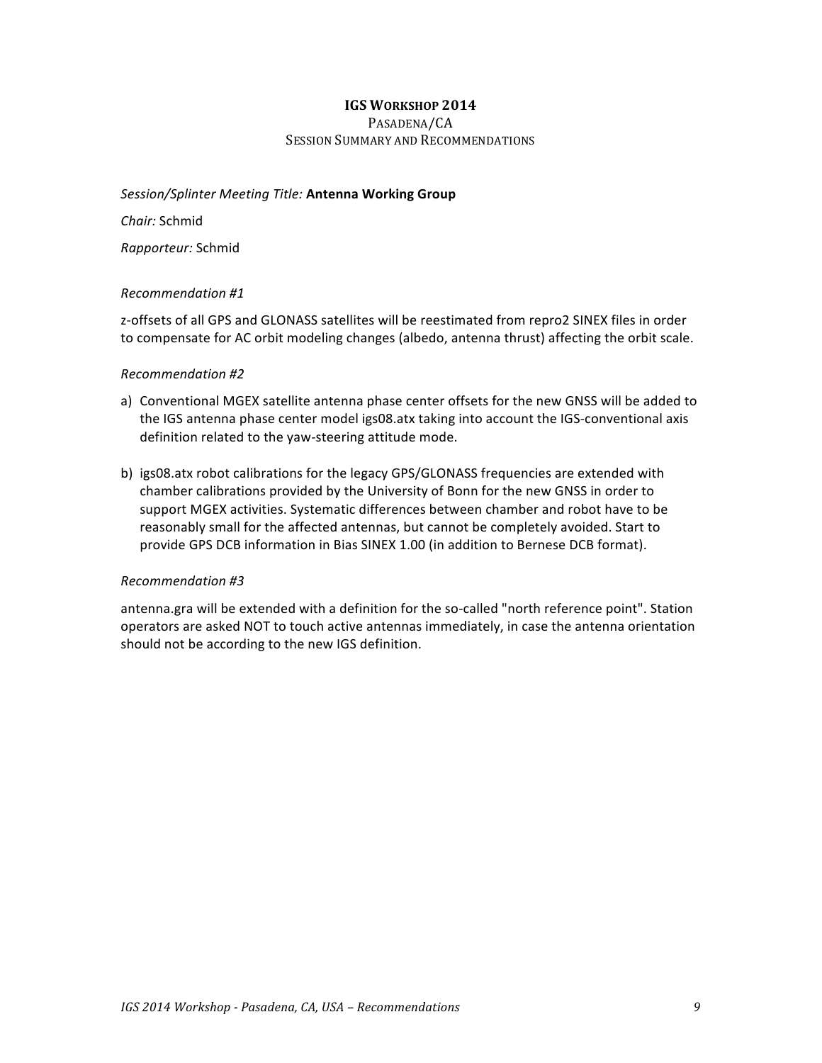# IGS WORKSHOP 2014

PASADENA/CA

SESSION SUMMARY AND RECOMMENDATIONS

*Session/Splinter Meeting Title:* **Antenna Working Group**

*Chair:* Schmid

*Rapporteur:* Schmid

*Recommendation #1*

z-offsets of all GPS and GLONASS satellites will be reestimated from repro2 SINEX files in order to compensate for AC orbit modeling changes (albedo, antenna thrust) affecting the orbit scale.

*Recommendation #2*

a) Conventional MGEX satellite antenna phase center offsets for the new GNSS will be added to the IGS antenna phase center model igs08.atx taking into account the IGS-conventional axis definition related to the yaw-steering attitude mode.

b) igs08.atx robot calibrations for the legacy GPS/GLONASS frequencies are extended with chamber calibrations provided by the University of Bonn for the new GNSS in order to support MGEX activities. Systematic differences between chamber and robot have to be reasonably small for the affected antennas, but cannot be completely avoided. Start to provide GPS DCB information in Bias SINEX 1.00 (in addition to Bernese DCB format).

*Recommendation #3*

antenna.gra will be extended with a definition for the so-called "north reference point". Station operators are asked NOT to touch active antennas immediately, in case the antenna orientation should not be according to the new IGS definition.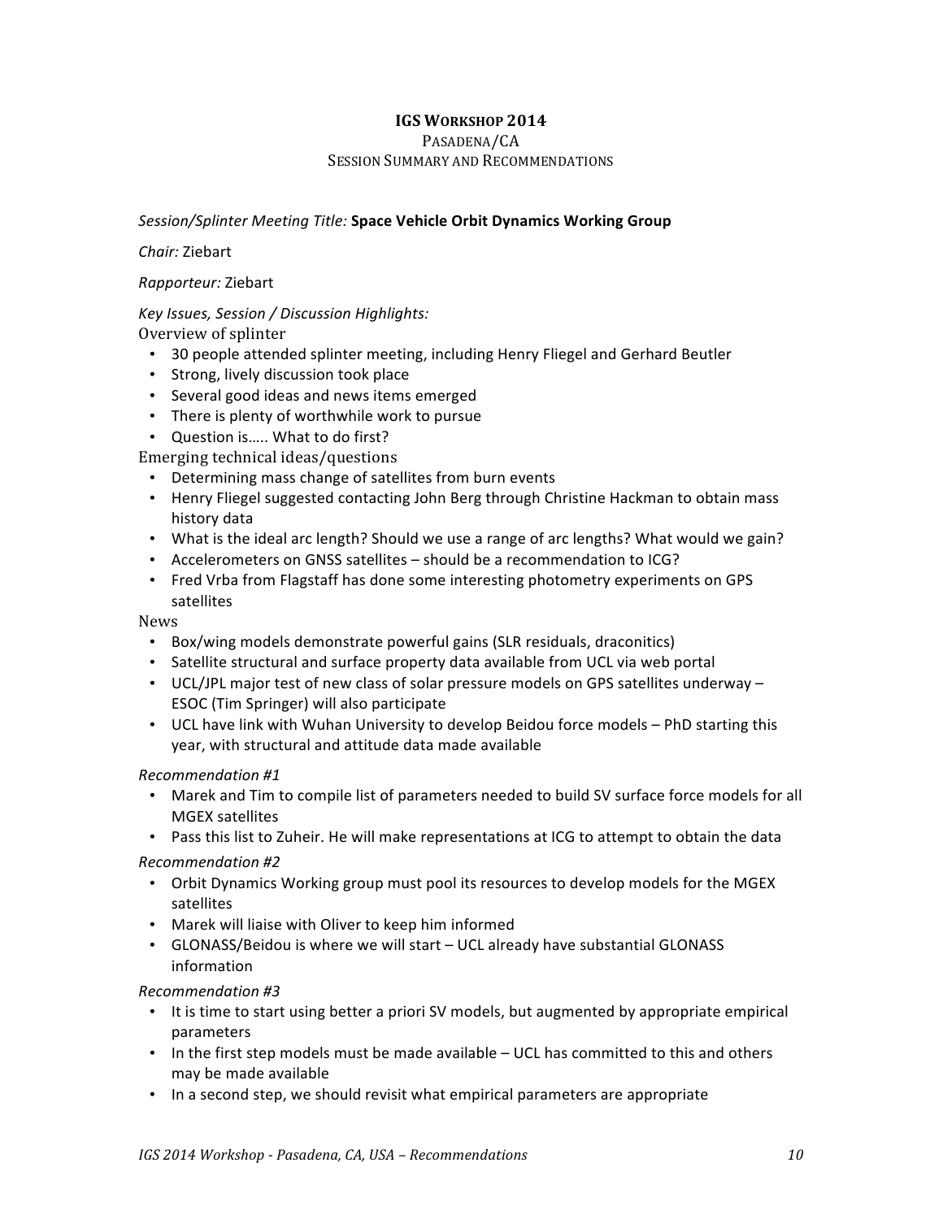**IGS WORKSHOP 2014**

PASADENA/CA

SESSION SUMMARY AND RECOMMENDATIONS

*Session/Splinter Meeting Title:* **Space Vehicle Orbit Dynamics Working Group**

*Chair:* Ziebart

*Rapporteur:* Ziebart

*Key Issues, Session / Discussion Highlights:*

Overview of splinter

- 30 people attended splinter meeting, including Henry Fliegel and Gerhard Beutler
- Strong, lively discussion took place
- Several good ideas and news items emerged
- There is plenty of worthwhile work to pursue
- Question is….. What to do first?

Emerging technical ideas/questions

- Determining mass change of satellites from burn events
- Henry Fliegel suggested contacting John Berg through Christine Hackman to obtain mass history data
- What is the ideal arc length? Should we use a range of arc lengths? What would we gain?
- Accelerometers on GNSS satellites – should be a recommendation to ICG?
- Fred Vrba from Flagstaff has done some interesting photometry experiments on GPS satellites

News

- Box/wing models demonstrate powerful gains (SLR residuals, draconitics)
- Satellite structural and surface property data available from UCL via web portal
- UCL/JPL major test of new class of solar pressure models on GPS satellites underway – ESOC (Tim Springer) will also participate
- UCL have link with Wuhan University to develop Beidou force models – PhD starting this year, with structural and attitude data made available

*Recommendation #1*

- Marek and Tim to compile list of parameters needed to build SV surface force models for all MGEX satellites
- Pass this list to Zuheir. He will make representations at ICG to attempt to obtain the data

*Recommendation #2*

- Orbit Dynamics Working group must pool its resources to develop models for the MGEX satellites
- Marek will liaise with Oliver to keep him informed
- GLONASS/Beidou is where we will start – UCL already have substantial GLONASS information

*Recommendation #3*

- It is time to start using better a priori SV models, but augmented by appropriate empirical parameters
- In the first step models must be made available – UCL has committed to this and others may be made available
- In a second step, we should revisit what empirical parameters are appropriate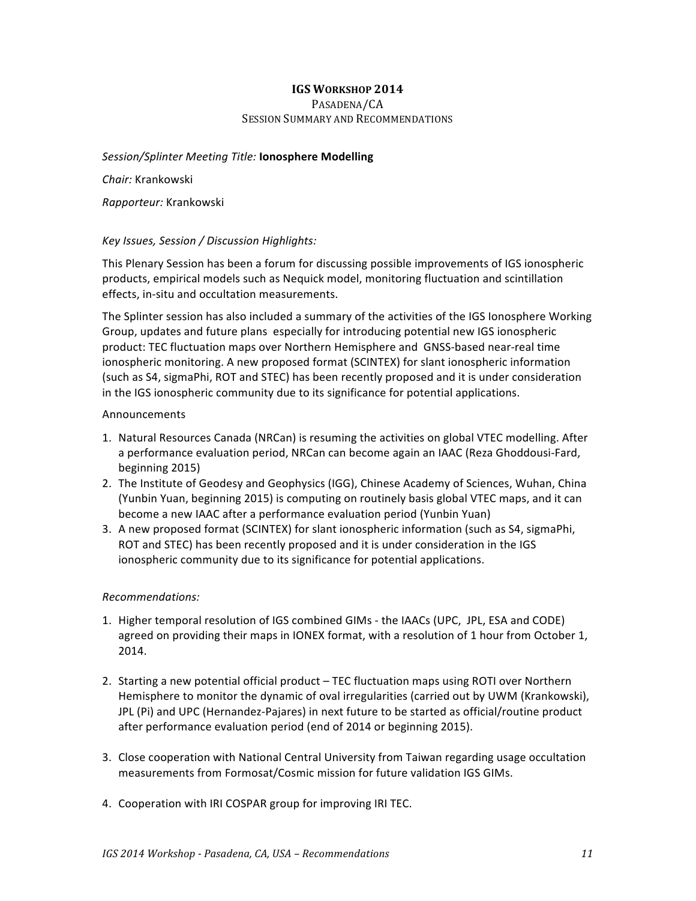# IGS Workshop 2014

Pasadena/CA

Session Summary and Recommendations

*Session/Splinter Meeting Title:* **Ionosphere Modelling**

*Chair:* Krankowski

*Rapporteur:* Krankowski

*Key Issues, Session / Discussion Highlights:*

This Plenary Session has been a forum for discussing possible improvements of IGS ionospheric products, empirical models such as Nequick model, monitoring fluctuation and scintillation effects, in-situ and occultation measurements.

The Splinter session has also included a summary of the activities of the IGS Ionosphere Working Group, updates and future plans especially for introducing potential new IGS ionospheric product: TEC fluctuation maps over Northern Hemisphere and GNSS-based near-real time ionospheric monitoring. A new proposed format (SCINTEX) for slant ionospheric information (such as S4, sigmaPhi, ROT and STEC) has been recently proposed and it is under consideration in the IGS ionospheric community due to its significance for potential applications.

Announcements

1. Natural Resources Canada (NRCan) is resuming the activities on global VTEC modelling. After a performance evaluation period, NRCan can become again an IAAC (Reza Ghoddousi-Fard, beginning 2015)
2. The Institute of Geodesy and Geophysics (IGG), Chinese Academy of Sciences, Wuhan, China (Yunbin Yuan, beginning 2015) is computing on routinely basis global VTEC maps, and it can become a new IAAC after a performance evaluation period (Yunbin Yuan)
3. A new proposed format (SCINTEX) for slant ionospheric information (such as S4, sigmaPhi, ROT and STEC) has been recently proposed and it is under consideration in the IGS ionospheric community due to its significance for potential applications.

*Recommendations:*

1. Higher temporal resolution of IGS combined GIMs - the IAACs (UPC, JPL, ESA and CODE) agreed on providing their maps in IONEX format, with a resolution of 1 hour from October 1, 2014.

2. Starting a new potential official product – TEC fluctuation maps using ROTI over Northern Hemisphere to monitor the dynamic of oval irregularities (carried out by UWM (Krankowski), JPL (Pi) and UPC (Hernandez-Pajares) in next future to be started as official/routine product after performance evaluation period (end of 2014 or beginning 2015).

3. Close cooperation with National Central University from Taiwan regarding usage occultation measurements from Formosat/Cosmic mission for future validation IGS GIMs.

4. Cooperation with IRI COSPAR group for improving IRI TEC.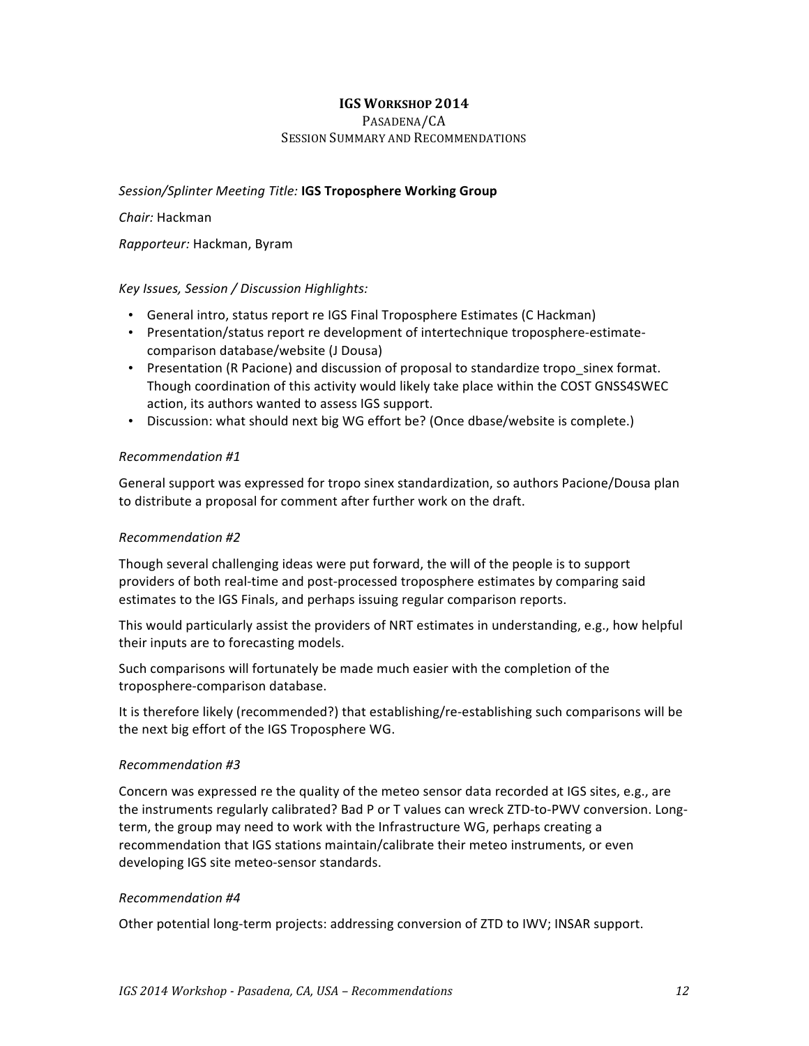**IGS WORKSHOP 2014**

PASADENA/CA

SESSION SUMMARY AND RECOMMENDATIONS

*Session/Splinter Meeting Title:* **IGS Troposphere Working Group**

*Chair:* Hackman

*Rapporteur:* Hackman, Byram

*Key Issues, Session / Discussion Highlights:*

- General intro, status report re IGS Final Troposphere Estimates (C Hackman)
- Presentation/status report re development of intertechnique troposphere-estimate-comparison database/website (J Dousa)
- Presentation (R Pacione) and discussion of proposal to standardize tropo_sinex format. Though coordination of this activity would likely take place within the COST GNSS4SWEC action, its authors wanted to assess IGS support.
- Discussion: what should next big WG effort be? (Once dbase/website is complete.)

*Recommendation #1*

General support was expressed for tropo sinex standardization, so authors Pacione/Dousa plan to distribute a proposal for comment after further work on the draft.

*Recommendation #2*

Though several challenging ideas were put forward, the will of the people is to support providers of both real-time and post-processed troposphere estimates by comparing said estimates to the IGS Finals, and perhaps issuing regular comparison reports.

This would particularly assist the providers of NRT estimates in understanding, e.g., how helpful their inputs are to forecasting models.

Such comparisons will fortunately be made much easier with the completion of the troposphere-comparison database.

It is therefore likely (recommended?) that establishing/re-establishing such comparisons will be the next big effort of the IGS Troposphere WG.

*Recommendation #3*

Concern was expressed re the quality of the meteo sensor data recorded at IGS sites, e.g., are the instruments regularly calibrated? Bad P or T values can wreck ZTD-to-PWV conversion. Long-term, the group may need to work with the Infrastructure WG, perhaps creating a recommendation that IGS stations maintain/calibrate their meteo instruments, or even developing IGS site meteo-sensor standards.

*Recommendation #4*

Other potential long-term projects: addressing conversion of ZTD to IWV; INSAR support.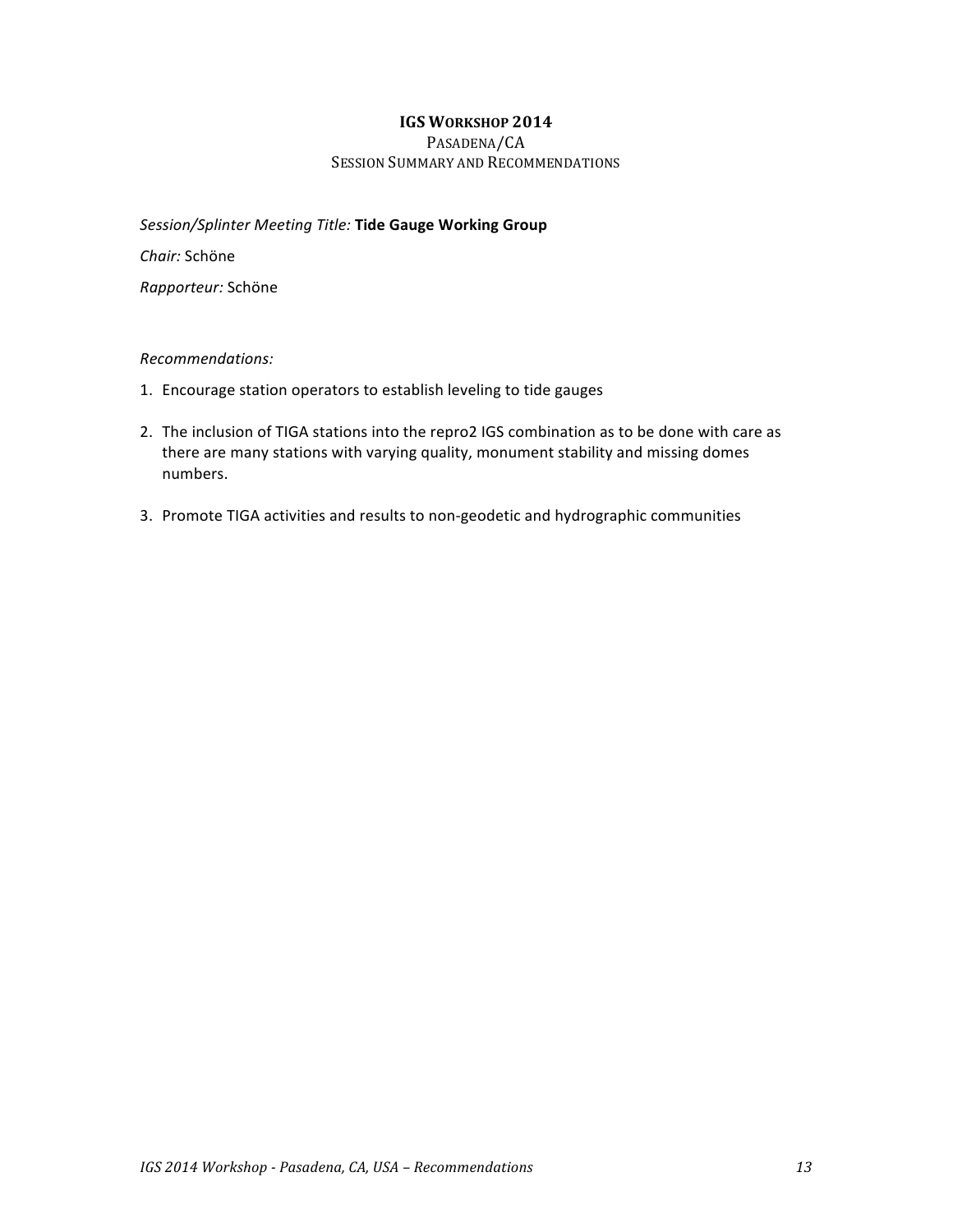**IGS WORKSHOP 2014**

PASADENA/CA

SESSION SUMMARY AND RECOMMENDATIONS

*Session/Splinter Meeting Title:* **Tide Gauge Working Group**

*Chair:* Schöne

*Rapporteur:* Schöne

*Recommendations:*

1. Encourage station operators to establish leveling to tide gauges
2. The inclusion of TIGA stations into the repro2 IGS combination as to be done with care as there are many stations with varying quality, monument stability and missing domes numbers.
3. Promote TIGA activities and results to non-geodetic and hydrographic communities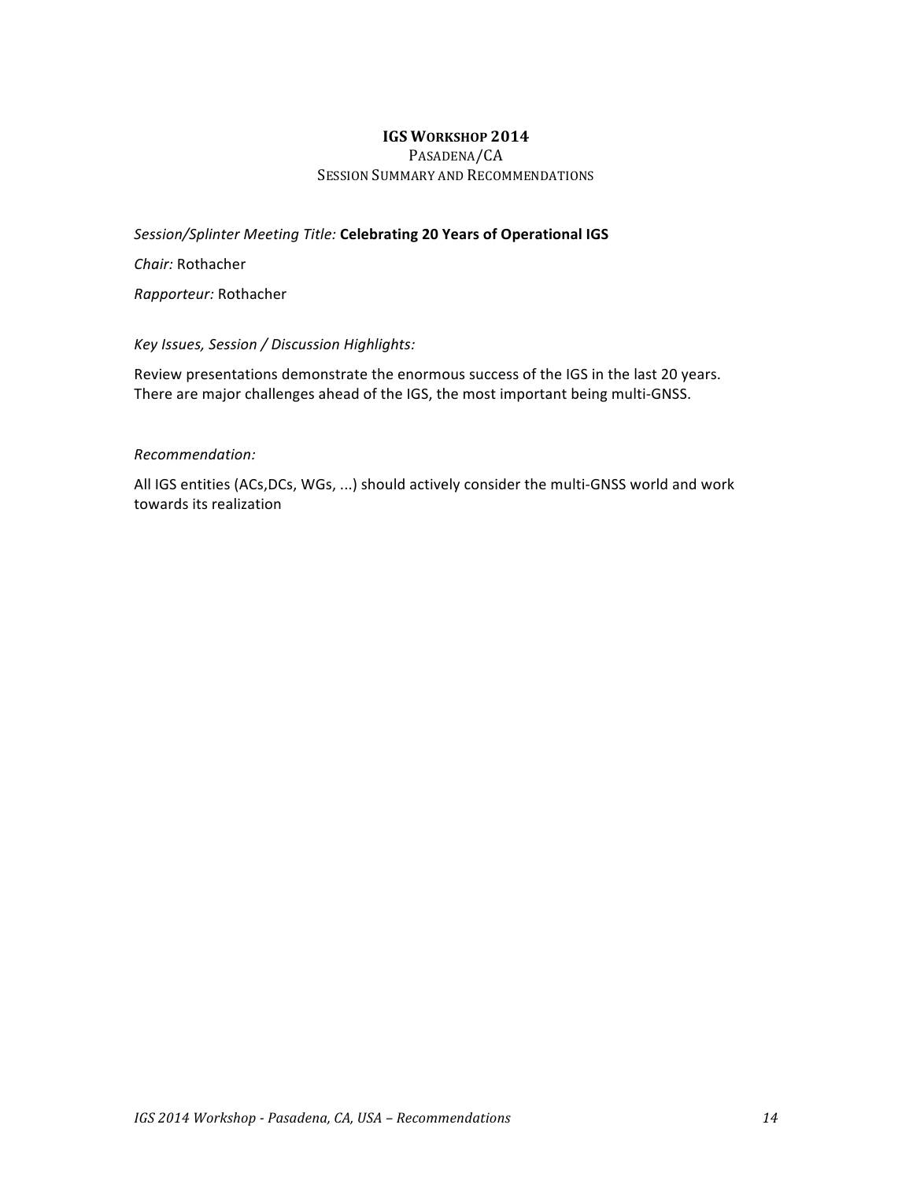**IGS WORKSHOP 2014**

PASADENA/CA

SESSION SUMMARY AND RECOMMENDATIONS

*Session/Splinter Meeting Title:* **Celebrating 20 Years of Operational IGS**

*Chair:* Rothacher

*Rapporteur:* Rothacher

*Key Issues, Session / Discussion Highlights:*

Review presentations demonstrate the enormous success of the IGS in the last 20 years. There are major challenges ahead of the IGS, the most important being multi-GNSS.

*Recommendation:*

All IGS entities (ACs,DCs, WGs, ...) should actively consider the multi-GNSS world and work towards its realization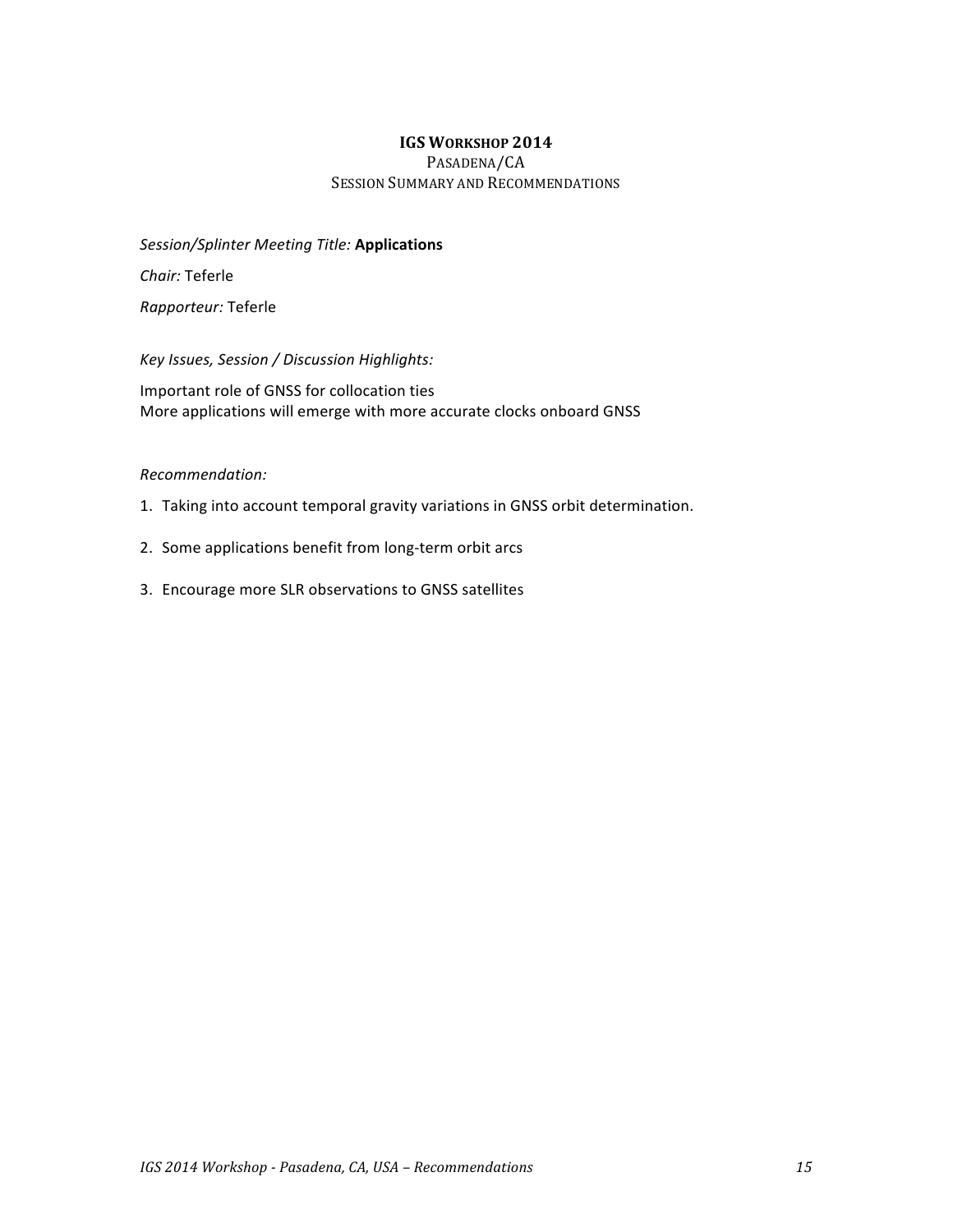**IGS WORKSHOP 2014**
PASADENA/CA
SESSION SUMMARY AND RECOMMENDATIONS

*Session/Splinter Meeting Title:* **Applications**

*Chair:* Teferle

*Rapporteur:* Teferle

*Key Issues, Session / Discussion Highlights:*

Important role of GNSS for collocation ties
More applications will emerge with more accurate clocks onboard GNSS

*Recommendation:*

1. Taking into account temporal gravity variations in GNSS orbit determination.
2. Some applications benefit from long-term orbit arcs
3. Encourage more SLR observations to GNSS satellites